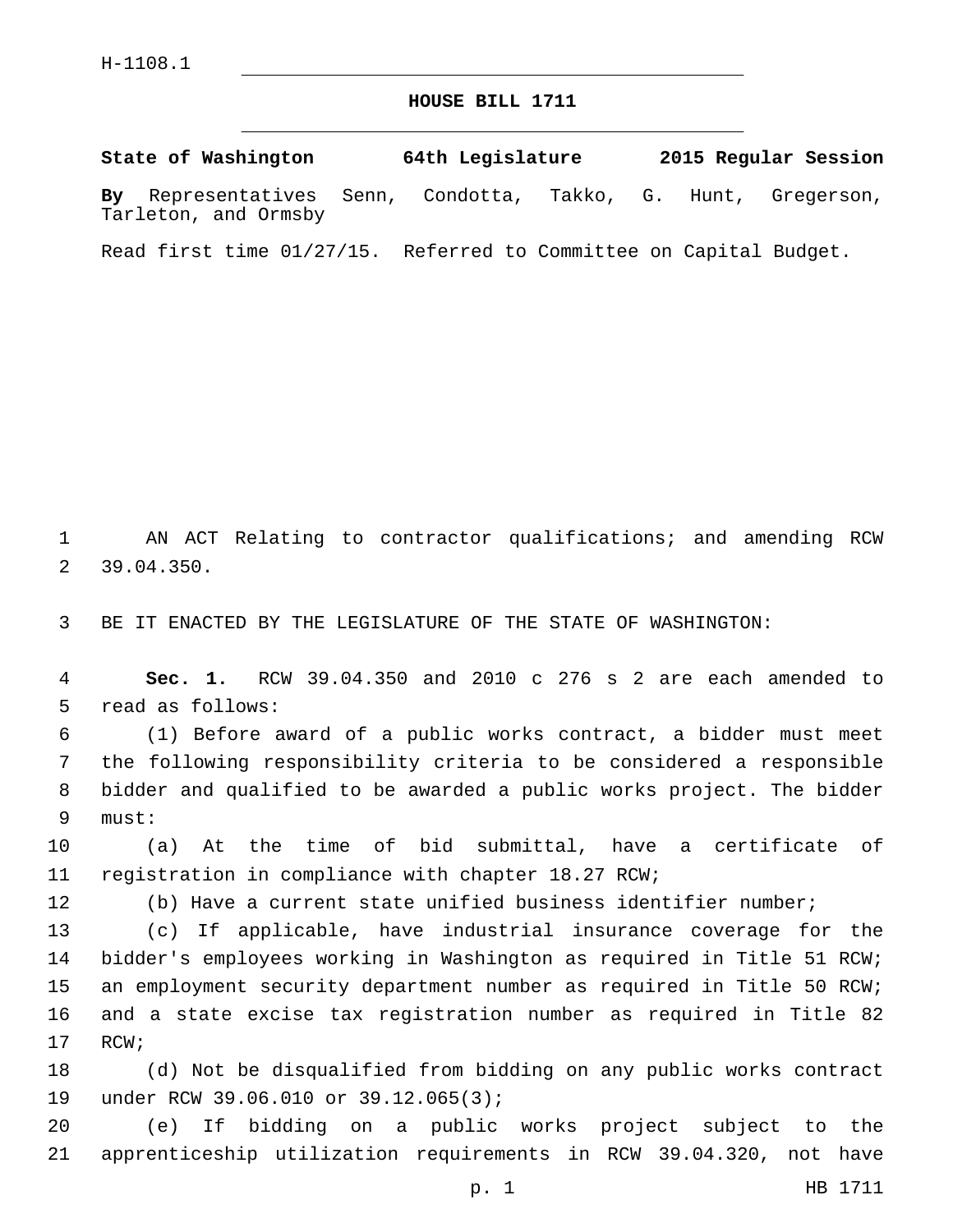H-1108.1

# HOUSE BILL 1711

**State of Washington 64th Legislature 2015 Regular Session**

**By** Representatives Senn, Condotta, Takko, G. Hunt, Gregerson, Tarleton, and Ormsby

Read first time 01/27/15. Referred to Committee on Capital Budget.

AN ACT Relating to contractor qualifications; and amending RCW 39.04.350.

BE IT ENACTED BY THE LEGISLATURE OF THE STATE OF WASHINGTON:

**Sec. 1.** RCW 39.04.350 and 2010 c 276 s 2 are each amended to read as follows:

(1) Before award of a public works contract, a bidder must meet the following responsibility criteria to be considered a responsible bidder and qualified to be awarded a public works project. The bidder must:

(a) At the time of bid submittal, have a certificate of registration in compliance with chapter 18.27 RCW;

(b) Have a current state unified business identifier number;

(c) If applicable, have industrial insurance coverage for the bidder's employees working in Washington as required in Title 51 RCW; an employment security department number as required in Title 50 RCW; and a state excise tax registration number as required in Title 82 RCW;

(d) Not be disqualified from bidding on any public works contract under RCW 39.06.010 or 39.12.065(3);

(e) If bidding on a public works project subject to the apprenticeship utilization requirements in RCW 39.04.320, not have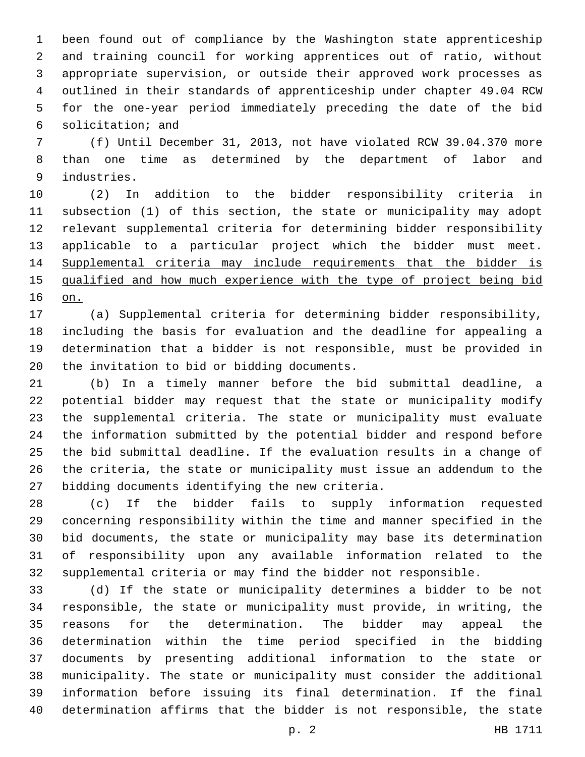been found out of compliance by the Washington state apprenticeship and training council for working apprentices out of ratio, without appropriate supervision, or outside their approved work processes as outlined in their standards of apprenticeship under chapter 49.04 RCW for the one-year period immediately preceding the date of the bid solicitation; and

(f) Until December 31, 2013, not have violated RCW 39.04.370 more than one time as determined by the department of labor and industries.

(2) In addition to the bidder responsibility criteria in subsection (1) of this section, the state or municipality may adopt relevant supplemental criteria for determining bidder responsibility applicable to a particular project which the bidder must meet. <u>Supplemental criteria may include requirements that the bidder is qualified and how much experience with the type of project being bid on.</u>

(a) Supplemental criteria for determining bidder responsibility, including the basis for evaluation and the deadline for appealing a determination that a bidder is not responsible, must be provided in the invitation to bid or bidding documents.

(b) In a timely manner before the bid submittal deadline, a potential bidder may request that the state or municipality modify the supplemental criteria. The state or municipality must evaluate the information submitted by the potential bidder and respond before the bid submittal deadline. If the evaluation results in a change of the criteria, the state or municipality must issue an addendum to the bidding documents identifying the new criteria.

(c) If the bidder fails to supply information requested concerning responsibility within the time and manner specified in the bid documents, the state or municipality may base its determination of responsibility upon any available information related to the supplemental criteria or may find the bidder not responsible.

(d) If the state or municipality determines a bidder to be not responsible, the state or municipality must provide, in writing, the reasons for the determination. The bidder may appeal the determination within the time period specified in the bidding documents by presenting additional information to the state or municipality. The state or municipality must consider the additional information before issuing its final determination. If the final determination affirms that the bidder is not responsible, the state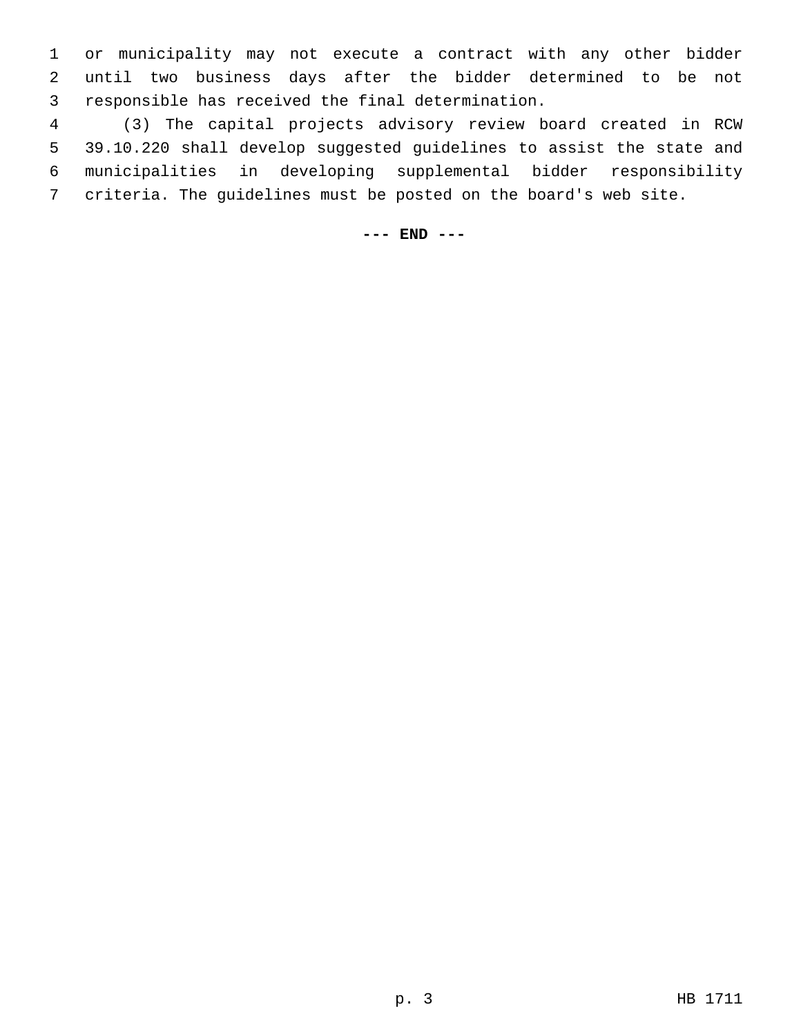or municipality may not execute a contract with any other bidder until two business days after the bidder determined to be not responsible has received the final determination.

(3) The capital projects advisory review board created in RCW 39.10.220 shall develop suggested guidelines to assist the state and municipalities in developing supplemental bidder responsibility criteria. The guidelines must be posted on the board's web site.

**--- END ---**